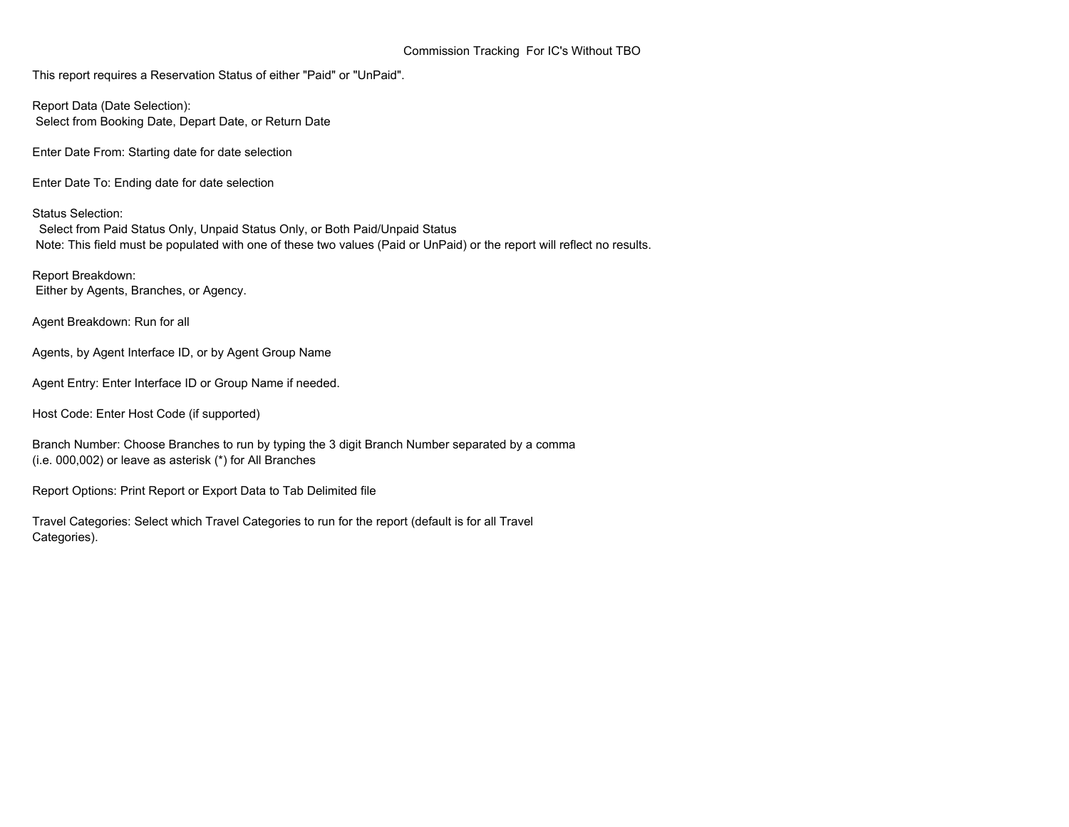# Commission Tracking For IC's Without TBO

This report requires a Reservation Status of either "Paid" or "UnPaid".

Report Data (Date Selection):
Select from Booking Date, Depart Date, or Return Date

Enter Date From: Starting date for date selection

Enter Date To: Ending date for date selection

Status Selection:
Select from Paid Status Only, Unpaid Status Only, or Both Paid/Unpaid Status
Note: This field must be populated with one of these two values (Paid or UnPaid) or the report will reflect no results.

Report Breakdown:
Either by Agents, Branches, or Agency.

Agent Breakdown: Run for all

Agents, by Agent Interface ID, or by Agent Group Name

Agent Entry: Enter Interface ID or Group Name if needed.

Host Code: Enter Host Code (if supported)

Branch Number: Choose Branches to run by typing the 3 digit Branch Number separated by a comma (i.e. 000,002) or leave as asterisk (*) for All Branches

Report Options: Print Report or Export Data to Tab Delimited file

Travel Categories: Select which Travel Categories to run for the report (default is for all Travel Categories).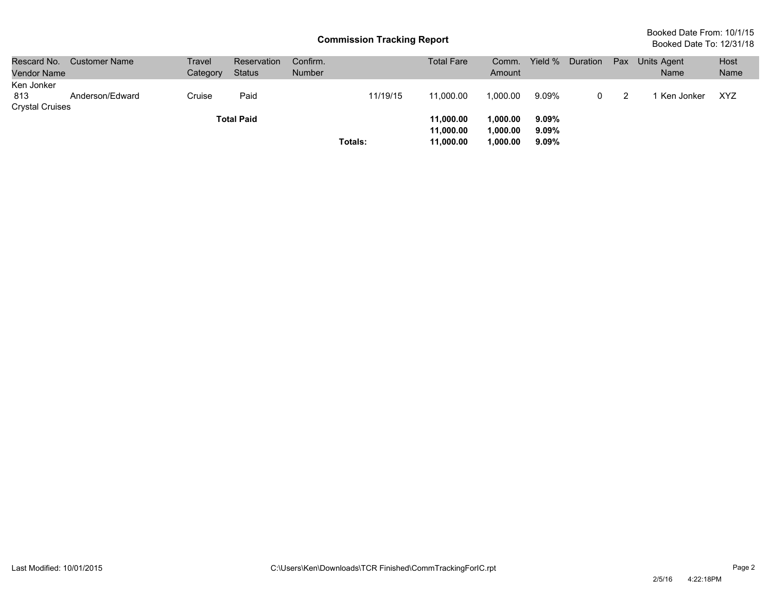## Commission Tracking Report

Booked Date From: 10/1/15
Booked Date To: 12/31/18

| Rescard No. Vendor Name | Customer Name | Travel Category | Reservation Status | Confirm. Number | | Total Fare | Comm. Amount | Yield % | Duration | Pax | Units | Agent Name | Host Name |
|---|---|---|---|---|---|---|---|---|---|---|---|---|---|
| Ken Jonker | | | | | | | | | | | | | |
| 813 | Anderson/Edward | Cruise | Paid | | 11/19/15 | 11,000.00 | 1,000.00 | 9.09% | 0 | 2 | 1 | Ken Jonker | XYZ |
| Crystal Cruises | | | | | | | | | | | | | |
| | | | **Total Paid** | | | **11,000.00** | **1,000.00** | **9.09%** | | | | | |
| | | | | | | **11,000.00** | **1,000.00** | **9.09%** | | | | | |
| | | | | **Totals:** | | **11,000.00** | **1,000.00** | **9.09%** | | | | | |

Last Modified: 10/01/2015

C:\Users\Ken\Downloads\TCR Finished\CommTrackingForIC.rpt

2/5/16 4:22:18PM